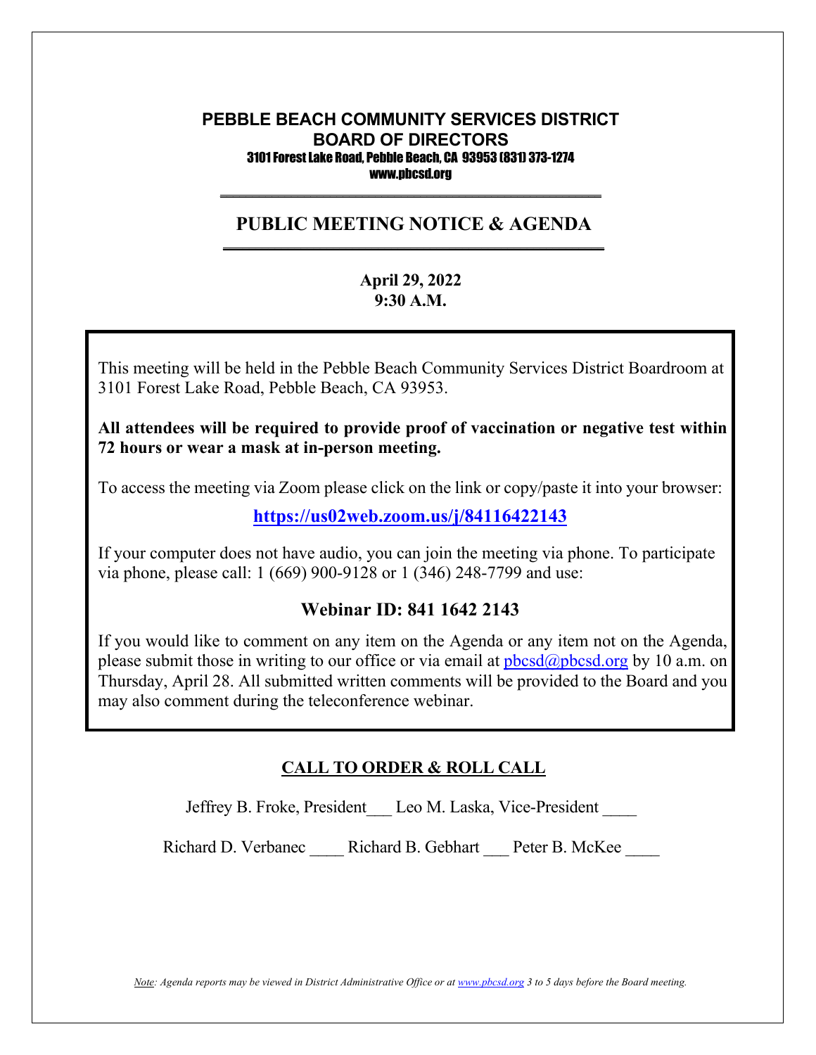# PEBBLE BEACH COMMUNITY SERVICES DISTRICT
# BOARD OF DIRECTORS

3101 Forest Lake Road, Pebble Beach, CA 93953 (831) 373-1274
www.pbcsd.org

---

## PUBLIC MEETING NOTICE & AGENDA

---

**April 29, 2022**
**9:30 A.M.**

This meeting will be held in the Pebble Beach Community Services District Boardroom at 3101 Forest Lake Road, Pebble Beach, CA 93953.

**All attendees will be required to provide proof of vaccination or negative test within 72 hours or wear a mask at in-person meeting.**

To access the meeting via Zoom please click on the link or copy/paste it into your browser:

**https://us02web.zoom.us/j/84116422143**

If your computer does not have audio, you can join the meeting via phone. To participate via phone, please call: 1 (669) 900-9128 or 1 (346) 248-7799 and use:

**Webinar ID: 841 1642 2143**

If you would like to comment on any item on the Agenda or any item not on the Agenda, please submit those in writing to our office or via email at pbcsd@pbcsd.org by 10 a.m. on Thursday, April 28. All submitted written comments will be provided to the Board and you may also comment during the teleconference webinar.

## CALL TO ORDER & ROLL CALL

Jeffrey B. Froke, President___ Leo M. Laska, Vice-President ____

Richard D. Verbanec ____ Richard B. Gebhart ___ Peter B. McKee ____

*Note: Agenda reports may be viewed in District Administrative Office or at www.pbcsd.org 3 to 5 days before the Board meeting.*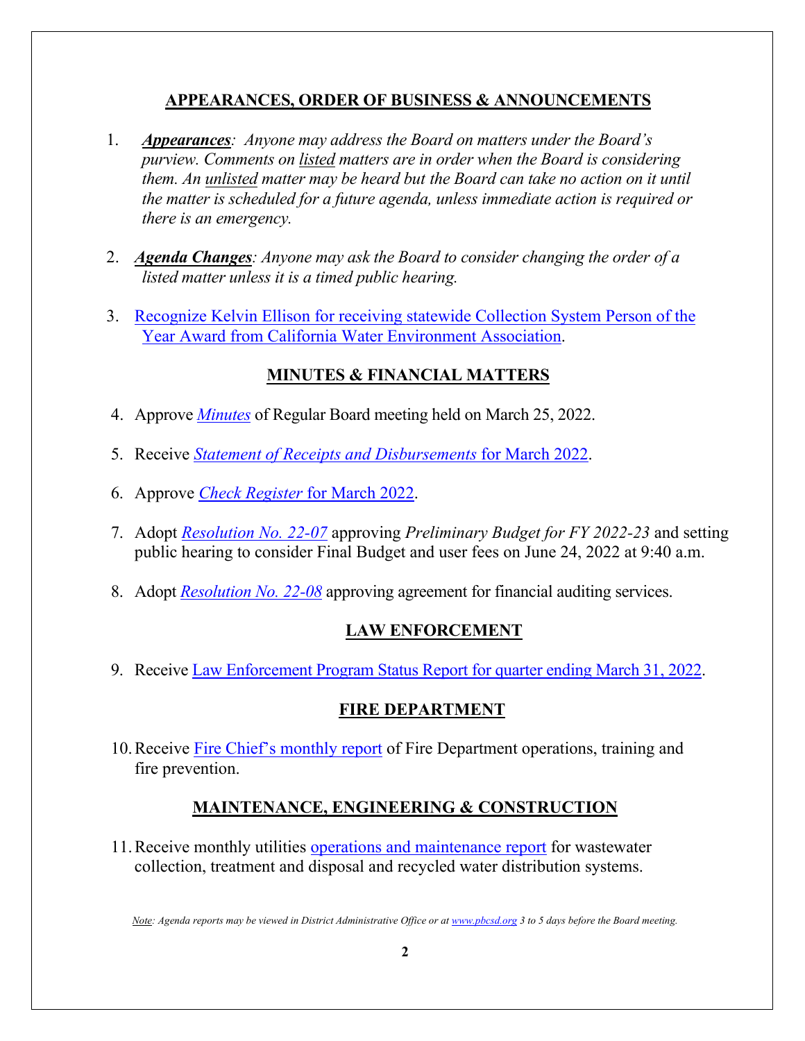## APPEARANCES, ORDER OF BUSINESS & ANNOUNCEMENTS

1. ***Appearances****: Anyone may address the Board on matters under the Board's purview. Comments on listed matters are in order when the Board is considering them. An unlisted matter may be heard but the Board can take no action on it until the matter is scheduled for a future agenda, unless immediate action is required or there is an emergency.*

2. ***Agenda Changes****: Anyone may ask the Board to consider changing the order of a listed matter unless it is a timed public hearing.*

3. Recognize Kelvin Ellison for receiving statewide Collection System Person of the Year Award from California Water Environment Association.

## MINUTES & FINANCIAL MATTERS

4. Approve *Minutes* of Regular Board meeting held on March 25, 2022.

5. Receive *Statement of Receipts and Disbursements* for March 2022.

6. Approve *Check Register* for March 2022.

7. Adopt *Resolution No. 22-07* approving *Preliminary Budget for FY 2022-23* and setting public hearing to consider Final Budget and user fees on June 24, 2022 at 9:40 a.m.

8. Adopt *Resolution No. 22-08* approving agreement for financial auditing services.

## LAW ENFORCEMENT

9. Receive Law Enforcement Program Status Report for quarter ending March 31, 2022.

## FIRE DEPARTMENT

10. Receive Fire Chief's monthly report of Fire Department operations, training and fire prevention.

## MAINTENANCE, ENGINEERING & CONSTRUCTION

11. Receive monthly utilities operations and maintenance report for wastewater collection, treatment and disposal and recycled water distribution systems.

*Note: Agenda reports may be viewed in District Administrative Office or at www.pbcsd.org 3 to 5 days before the Board meeting.*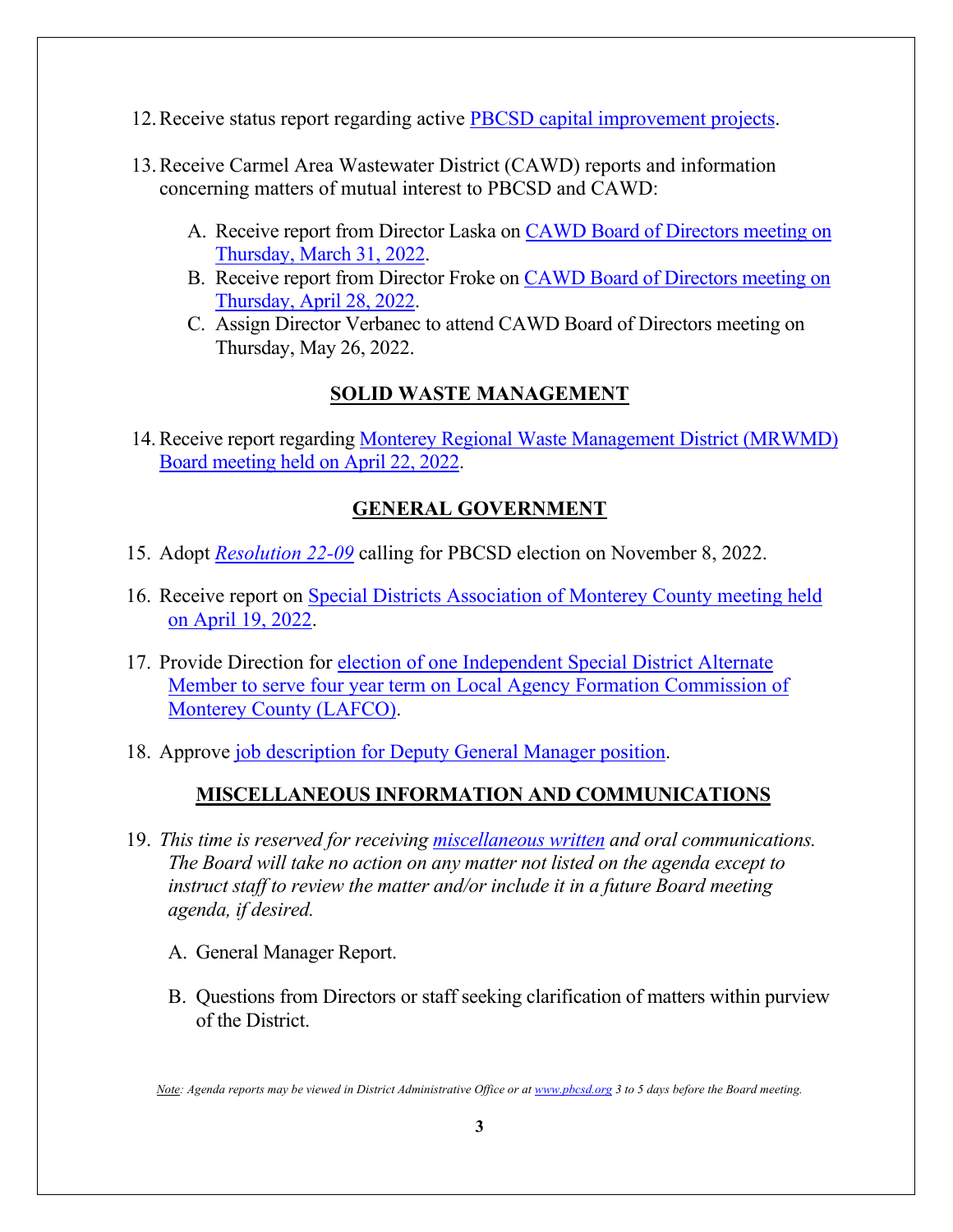12. Receive status report regarding active PBCSD capital improvement projects.

13. Receive Carmel Area Wastewater District (CAWD) reports and information concerning matters of mutual interest to PBCSD and CAWD:

    A. Receive report from Director Laska on CAWD Board of Directors meeting on Thursday, March 31, 2022.
    B. Receive report from Director Froke on CAWD Board of Directors meeting on Thursday, April 28, 2022.
    C. Assign Director Verbanec to attend CAWD Board of Directors meeting on Thursday, May 26, 2022.

## SOLID WASTE MANAGEMENT

14. Receive report regarding Monterey Regional Waste Management District (MRWMD) Board meeting held on April 22, 2022.

## GENERAL GOVERNMENT

15. Adopt *Resolution 22-09* calling for PBCSD election on November 8, 2022.

16. Receive report on Special Districts Association of Monterey County meeting held on April 19, 2022.

17. Provide Direction for election of one Independent Special District Alternate Member to serve four year term on Local Agency Formation Commission of Monterey County (LAFCO).

18. Approve job description for Deputy General Manager position.

## MISCELLANEOUS INFORMATION AND COMMUNICATIONS

19. *This time is reserved for receiving miscellaneous written and oral communications. The Board will take no action on any matter not listed on the agenda except to instruct staff to review the matter and/or include it in a future Board meeting agenda, if desired.*

    A. General Manager Report.

    B. Questions from Directors or staff seeking clarification of matters within purview of the District.

*Note: Agenda reports may be viewed in District Administrative Office or at www.pbcsd.org 3 to 5 days before the Board meeting.*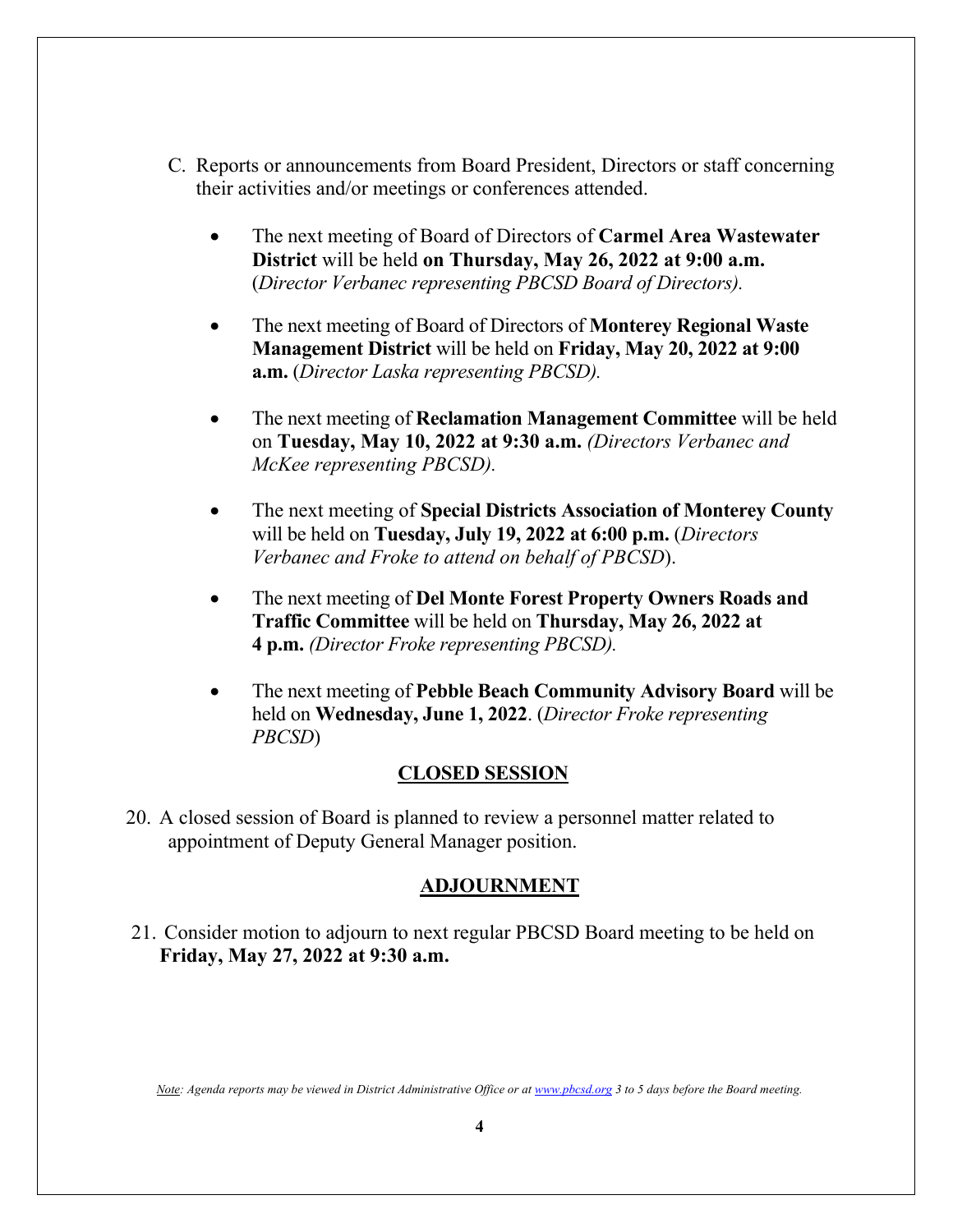C. Reports or announcements from Board President, Directors or staff concerning their activities and/or meetings or conferences attended.

- The next meeting of Board of Directors of **Carmel Area Wastewater District** will be held **on Thursday, May 26, 2022 at 9:00 a.m.** (*Director Verbanec representing PBCSD Board of Directors).*

- The next meeting of Board of Directors of **Monterey Regional Waste Management District** will be held on **Friday, May 20, 2022 at 9:00 a.m.** (*Director Laska representing PBCSD).*

- The next meeting of **Reclamation Management Committee** will be held on **Tuesday, May 10, 2022 at 9:30 a.m.** *(Directors Verbanec and McKee representing PBCSD).*

- The next meeting of **Special Districts Association of Monterey County** will be held on **Tuesday, July 19, 2022 at 6:00 p.m.** (*Directors Verbanec and Froke to attend on behalf of PBCSD*).

- The next meeting of **Del Monte Forest Property Owners Roads and Traffic Committee** will be held on **Thursday, May 26, 2022 at 4 p.m.** *(Director Froke representing PBCSD).*

- The next meeting of **Pebble Beach Community Advisory Board** will be held on **Wednesday, June 1, 2022**. (*Director Froke representing PBCSD*)

## CLOSED SESSION

20. A closed session of Board is planned to review a personnel matter related to appointment of Deputy General Manager position.

## ADJOURNMENT

21. Consider motion to adjourn to next regular PBCSD Board meeting to be held on **Friday, May 27, 2022 at 9:30 a.m.**

*Note: Agenda reports may be viewed in District Administrative Office or at www.pbcsd.org 3 to 5 days before the Board meeting.*